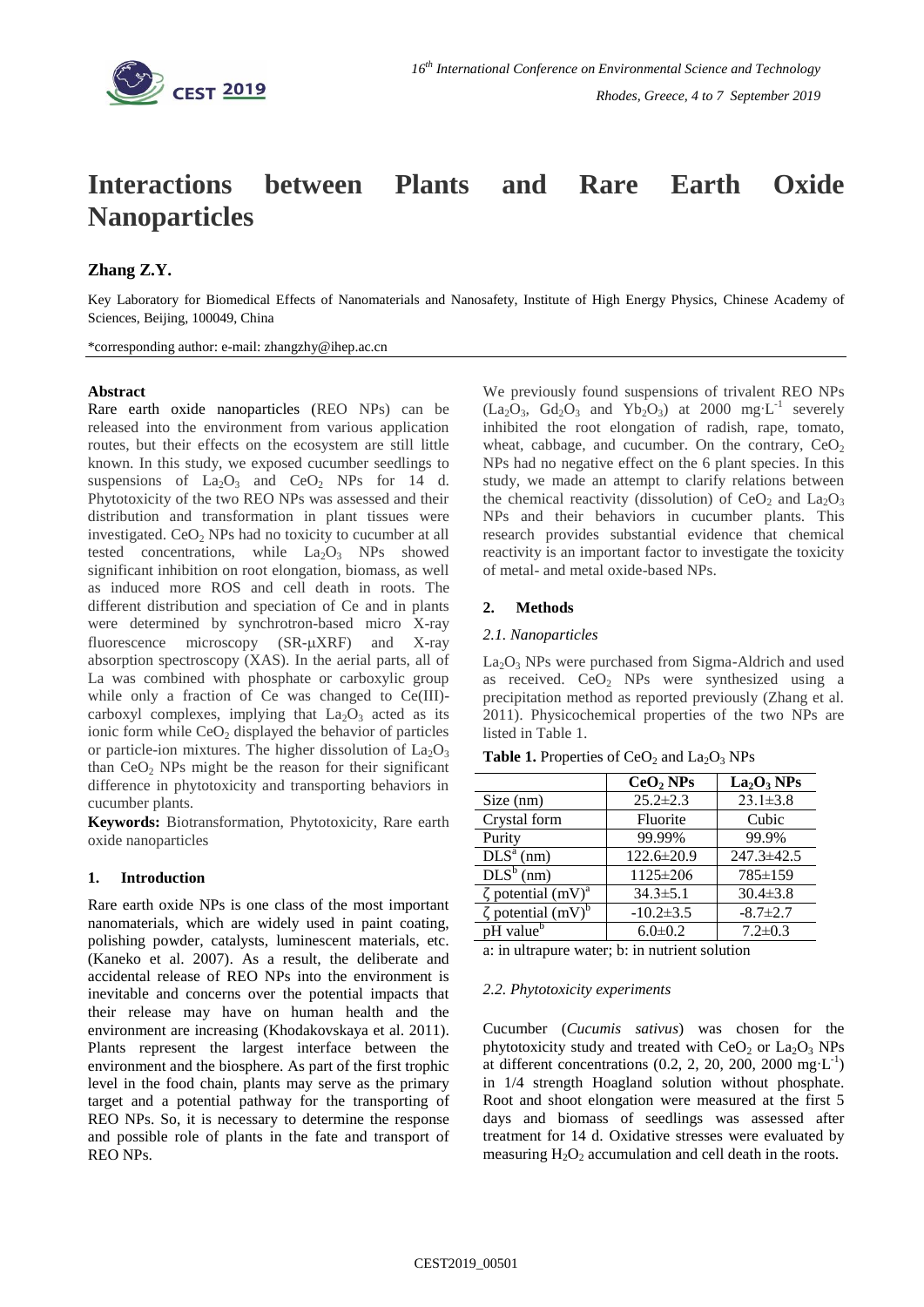# Interactions between Plants and Rare Earth Oxide Nanoparticles

**Zhang Z.Y.**

Key Laboratory for Biomedical Effects of Nanomaterials and Nanosafety, Institute of High Energy Physics, Chinese Academy of Sciences, Beijing, 100049, China

*corresponding author: e-mail: zhangzhy@ihep.ac.cn

### Abstract

Rare earth oxide nanoparticles (REO NPs) can be released into the environment from various application routes, but their effects on the ecosystem are still little known. In this study, we exposed cucumber seedlings to suspensions of $La_2O_3$ and $CeO_2$ NPs for 14 d. Phytotoxicity of the two REO NPs was assessed and their distribution and transformation in plant tissues were investigated. $CeO_2$ NPs had no toxicity to cucumber at all tested concentrations, while $La_2O_3$ NPs showed significant inhibition on root elongation, biomass, as well as induced more ROS and cell death in roots. The different distribution and speciation of Ce and in plants were determined by synchrotron-based micro X-ray fluorescence microscopy (SR-μXRF) and X-ray absorption spectroscopy (XAS). In the aerial parts, all of La was combined with phosphate or carboxylic group while only a fraction of Ce was changed to Ce(III)-carboxyl complexes, implying that $La_2O_3$ acted as its ionic form while $CeO_2$ displayed the behavior of particles or particle-ion mixtures. The higher dissolution of $La_2O_3$ than $CeO_2$ NPs might be the reason for their significant difference in phytotoxicity and transporting behaviors in cucumber plants.

**Keywords:** Biotransformation, Phytotoxicity, Rare earth oxide nanoparticles

## 1. Introduction

Rare earth oxide NPs is one class of the most important nanomaterials, which are widely used in paint coating, polishing powder, catalysts, luminescent materials, etc. (Kaneko et al. 2007). As a result, the deliberate and accidental release of REO NPs into the environment is inevitable and concerns over the potential impacts that their release may have on human health and the environment are increasing (Khodakovskaya et al. 2011). Plants represent the largest interface between the environment and the biosphere. As part of the first trophic level in the food chain, plants may serve as the primary target and a potential pathway for the transporting of REO NPs. So, it is necessary to determine the response and possible role of plants in the fate and transport of REO NPs.

We previously found suspensions of trivalent REO NPs ($La_2O_3$, $Gd_2O_3$ and $Yb_2O_3$) at 2000 $mg \cdot L^{-1}$ severely inhibited the root elongation of radish, rape, tomato, wheat, cabbage, and cucumber. On the contrary, $CeO_2$ NPs had no negative effect on the 6 plant species. In this study, we made an attempt to clarify relations between the chemical reactivity (dissolution) of $CeO_2$ and $La_2O_3$ NPs and their behaviors in cucumber plants. This research provides substantial evidence that chemical reactivity is an important factor to investigate the toxicity of metal- and metal oxide-based NPs.

## 2. Methods

### *2.1. Nanoparticles*

$La_2O_3$ NPs were purchased from Sigma-Aldrich and used as received. $CeO_2$ NPs were synthesized using a precipitation method as reported previously (Zhang et al. 2011). Physicochemical properties of the two NPs are listed in Table 1.

**Table 1.** Properties of $CeO_2$ and $La_2O_3$ NPs

| | $CeO_2$ NPs | $La_2O_3$ NPs |
|---|---|---|
| Size (nm) | 25.2±2.3 | 23.1±3.8 |
| Crystal form | Fluorite | Cubic |
| Purity | 99.99% | 99.9% |
| DLS[a] (nm) | 122.6±20.9 | 247.3±42.5 |
| DLS[b] (nm) | 1125±206 | 785±159 |
| ζ potential (mV)[a] | 34.3±5.1 | 30.4±3.8 |
| ζ potential (mV)[b] | -10.2±3.5 | -8.7±2.7 |
| pH value[b] | 6.0±0.2 | 7.2±0.3 |

a: in ultrapure water; b: in nutrient solution

### *2.2. Phytotoxicity experiments*

Cucumber (*Cucumis sativus*) was chosen for the phytotoxicity study and treated with $CeO_2$ or $La_2O_3$ NPs at different concentrations (0.2, 2, 20, 200, 2000 $mg \cdot L^{-1}$) in 1/4 strength Hoagland solution without phosphate. Root and shoot elongation were measured at the first 5 days and biomass of seedlings was assessed after treatment for 14 d. Oxidative stresses were evaluated by measuring $H_2O_2$ accumulation and cell death in the roots.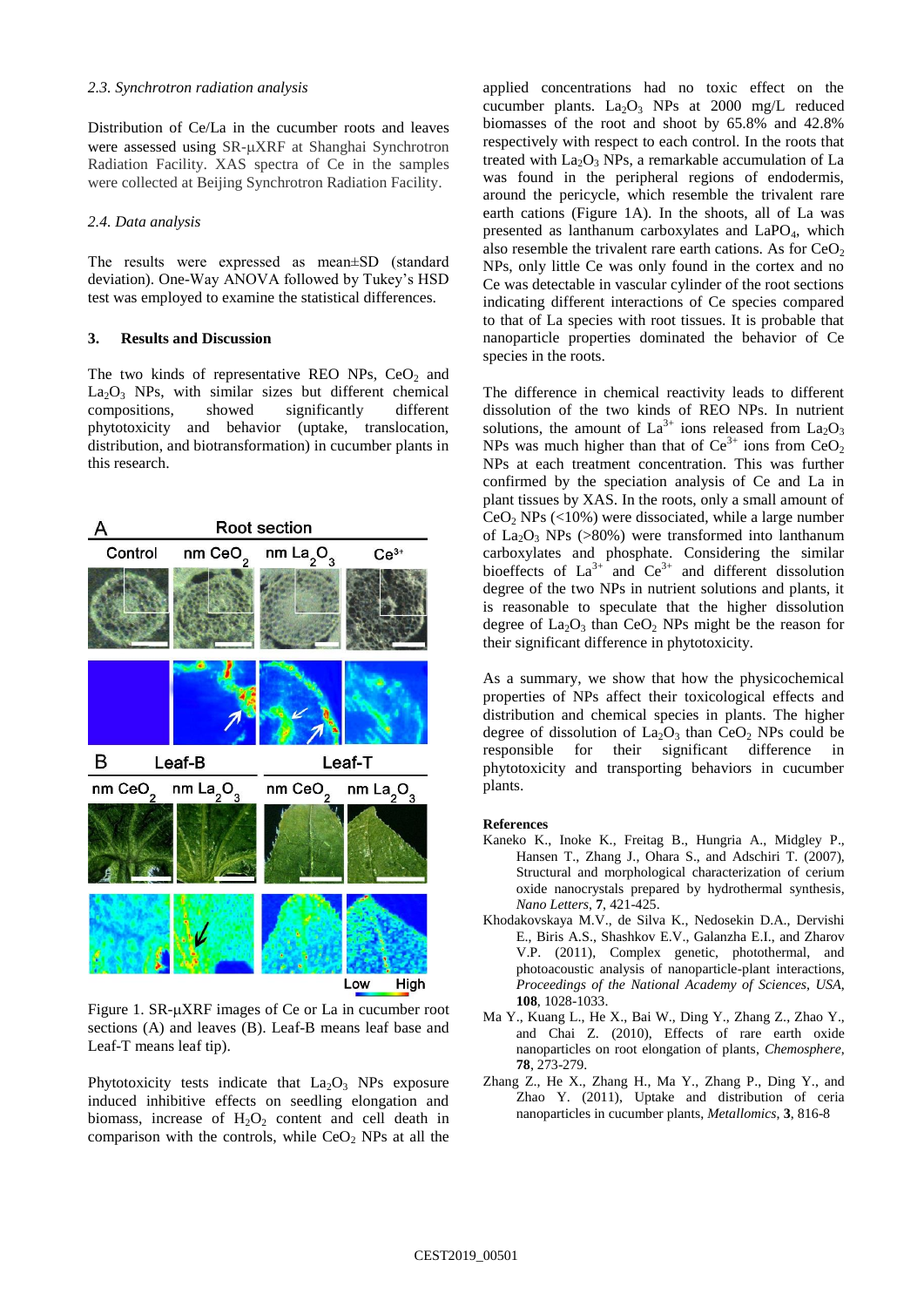*2.3. Synchrotron radiation analysis*

Distribution of Ce/La in the cucumber roots and leaves were assessed using SR-μXRF at Shanghai Synchrotron Radiation Facility. XAS spectra of Ce in the samples were collected at Beijing Synchrotron Radiation Facility.

*2.4. Data analysis*

The results were expressed as mean±SD (standard deviation). One-Way ANOVA followed by Tukey's HSD test was employed to examine the statistical differences.

## 3. Results and Discussion

The two kinds of representative REO NPs, $CeO_2$ and $La_2O_3$ NPs, with similar sizes but different chemical compositions, showed significantly different phytotoxicity and behavior (uptake, translocation, distribution, and biotransformation) in cucumber plants in this research.

A Root section

Control nm $CeO_2$ nm $La_2O_3$ $Ce^{3+}$

B Leaf-B Leaf-T

nm $CeO_2$ nm $La_2O_3$ nm $CeO_2$ nm $La_2O_3$

Low High

Figure 1. SR-μXRF images of Ce or La in cucumber root sections (A) and leaves (B). Leaf-B means leaf base and Leaf-T means leaf tip).

Phytotoxicity tests indicate that $La_2O_3$ NPs exposure induced inhibitive effects on seedling elongation and biomass, increase of $H_2O_2$ content and cell death in comparison with the controls, while $CeO_2$ NPs at all the applied concentrations had no toxic effect on the cucumber plants. $La_2O_3$ NPs at 2000 mg/L reduced biomasses of the root and shoot by 65.8% and 42.8% respectively with respect to each control. In the roots that treated with $La_2O_3$ NPs, a remarkable accumulation of La was found in the peripheral regions of endodermis, around the pericycle, which resemble the trivalent rare earth cations (Figure 1A). In the shoots, all of La was presented as lanthanum carboxylates and $LaPO_4$, which also resemble the trivalent rare earth cations. As for $CeO_2$ NPs, only little Ce was only found in the cortex and no Ce was detectable in vascular cylinder of the root sections indicating different interactions of Ce species compared to that of La species with root tissues. It is probable that nanoparticle properties dominated the behavior of Ce species in the roots.

The difference in chemical reactivity leads to different dissolution of the two kinds of REO NPs. In nutrient solutions, the amount of $La^{3+}$ ions released from $La_2O_3$ NPs was much higher than that of $Ce^{3+}$ ions from $CeO_2$ NPs at each treatment concentration. This was further confirmed by the speciation analysis of Ce and La in plant tissues by XAS. In the roots, only a small amount of $CeO_2$ NPs (<10%) were dissociated, while a large number of $La_2O_3$ NPs (>80%) were transformed into lanthanum carboxylates and phosphate. Considering the similar bioeffects of $La^{3+}$ and $Ce^{3+}$ and different dissolution degree of the two NPs in nutrient solutions and plants, it is reasonable to speculate that the higher dissolution degree of $La_2O_3$ than $CeO_2$ NPs might be the reason for their significant difference in phytotoxicity.

As a summary, we show that how the physicochemical properties of NPs affect their toxicological effects and distribution and chemical species in plants. The higher degree of dissolution of $La_2O_3$ than $CeO_2$ NPs could be responsible for their significant difference in phytotoxicity and transporting behaviors in cucumber plants.

## References

Kaneko K., Inoke K., Freitag B., Hungria A., Midgley P., Hansen T., Zhang J., Ohara S., and Adschiri T. (2007), Structural and morphological characterization of cerium oxide nanocrystals prepared by hydrothermal synthesis, *Nano Letters*, **7**, 421-425.

Khodakovskaya M.V., de Silva K., Nedosekin D.A., Dervishi E., Biris A.S., Shashkov E.V., Galanzha E.I., and Zharov V.P. (2011), Complex genetic, photothermal, and photoacoustic analysis of nanoparticle-plant interactions, *Proceedings of the National Academy of Sciences, USA*, **108**, 1028-1033.

Ma Y., Kuang L., He X., Bai W., Ding Y., Zhang Z., Zhao Y., and Chai Z. (2010), Effects of rare earth oxide nanoparticles on root elongation of plants, *Chemosphere*, **78**, 273-279.

Zhang Z., He X., Zhang H., Ma Y., Zhang P., Ding Y., and Zhao Y. (2011), Uptake and distribution of ceria nanoparticles in cucumber plants, *Metallomics*, **3**, 816-8